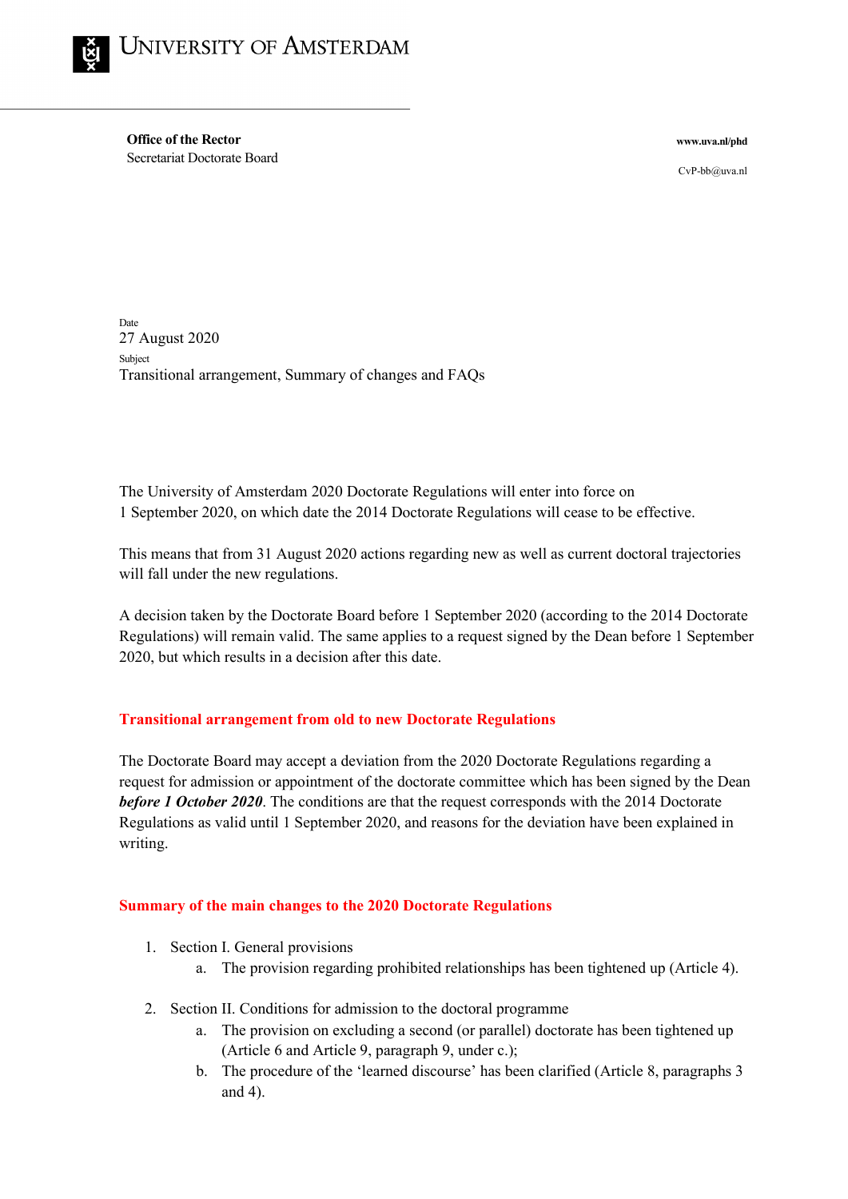# University of Amsterdam

**Office of the Rector**
Secretariat Doctorate Board

**www.uva.nl/phd**

CvP-bb@uva.nl

Date
27 August 2020
Subject
Transitional arrangement, Summary of changes and FAQs

The University of Amsterdam 2020 Doctorate Regulations will enter into force on 1 September 2020, on which date the 2014 Doctorate Regulations will cease to be effective.

This means that from 31 August 2020 actions regarding new as well as current doctoral trajectories will fall under the new regulations.

A decision taken by the Doctorate Board before 1 September 2020 (according to the 2014 Doctorate Regulations) will remain valid. The same applies to a request signed by the Dean before 1 September 2020, but which results in a decision after this date.

## Transitional arrangement from old to new Doctorate Regulations

The Doctorate Board may accept a deviation from the 2020 Doctorate Regulations regarding a request for admission or appointment of the doctorate committee which has been signed by the Dean ***before 1 October 2020***. The conditions are that the request corresponds with the 2014 Doctorate Regulations as valid until 1 September 2020, and reasons for the deviation have been explained in writing.

## Summary of the main changes to the 2020 Doctorate Regulations

1. Section I. General provisions
   a. The provision regarding prohibited relationships has been tightened up (Article 4).

2. Section II. Conditions for admission to the doctoral programme
   a. The provision on excluding a second (or parallel) doctorate has been tightened up (Article 6 and Article 9, paragraph 9, under c.);
   b. The procedure of the 'learned discourse' has been clarified (Article 8, paragraphs 3 and 4).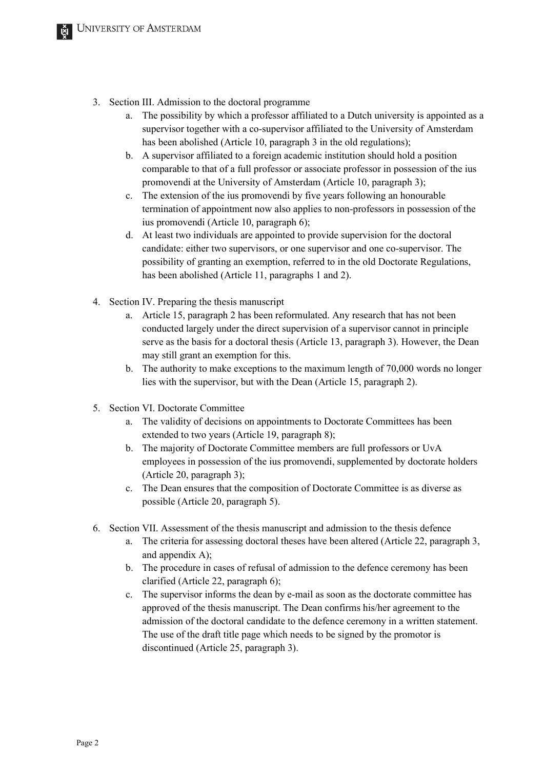3. Section III. Admission to the doctoral programme
    a. The possibility by which a professor affiliated to a Dutch university is appointed as a supervisor together with a co-supervisor affiliated to the University of Amsterdam has been abolished (Article 10, paragraph 3 in the old regulations);
    b. A supervisor affiliated to a foreign academic institution should hold a position comparable to that of a full professor or associate professor in possession of the ius promovendi at the University of Amsterdam (Article 10, paragraph 3);
    c. The extension of the ius promovendi by five years following an honourable termination of appointment now also applies to non-professors in possession of the ius promovendi (Article 10, paragraph 6);
    d. At least two individuals are appointed to provide supervision for the doctoral candidate: either two supervisors, or one supervisor and one co-supervisor. The possibility of granting an exemption, referred to in the old Doctorate Regulations, has been abolished (Article 11, paragraphs 1 and 2).

4. Section IV. Preparing the thesis manuscript
    a. Article 15, paragraph 2 has been reformulated. Any research that has not been conducted largely under the direct supervision of a supervisor cannot in principle serve as the basis for a doctoral thesis (Article 13, paragraph 3). However, the Dean may still grant an exemption for this.
    b. The authority to make exceptions to the maximum length of 70,000 words no longer lies with the supervisor, but with the Dean (Article 15, paragraph 2).

5. Section VI. Doctorate Committee
    a. The validity of decisions on appointments to Doctorate Committees has been extended to two years (Article 19, paragraph 8);
    b. The majority of Doctorate Committee members are full professors or UvA employees in possession of the ius promovendi, supplemented by doctorate holders (Article 20, paragraph 3);
    c. The Dean ensures that the composition of Doctorate Committee is as diverse as possible (Article 20, paragraph 5).

6. Section VII. Assessment of the thesis manuscript and admission to the thesis defence
    a. The criteria for assessing doctoral theses have been altered (Article 22, paragraph 3, and appendix A);
    b. The procedure in cases of refusal of admission to the defence ceremony has been clarified (Article 22, paragraph 6);
    c. The supervisor informs the dean by e-mail as soon as the doctorate committee has approved of the thesis manuscript. The Dean confirms his/her agreement to the admission of the doctoral candidate to the defence ceremony in a written statement. The use of the draft title page which needs to be signed by the promotor is discontinued (Article 25, paragraph 3).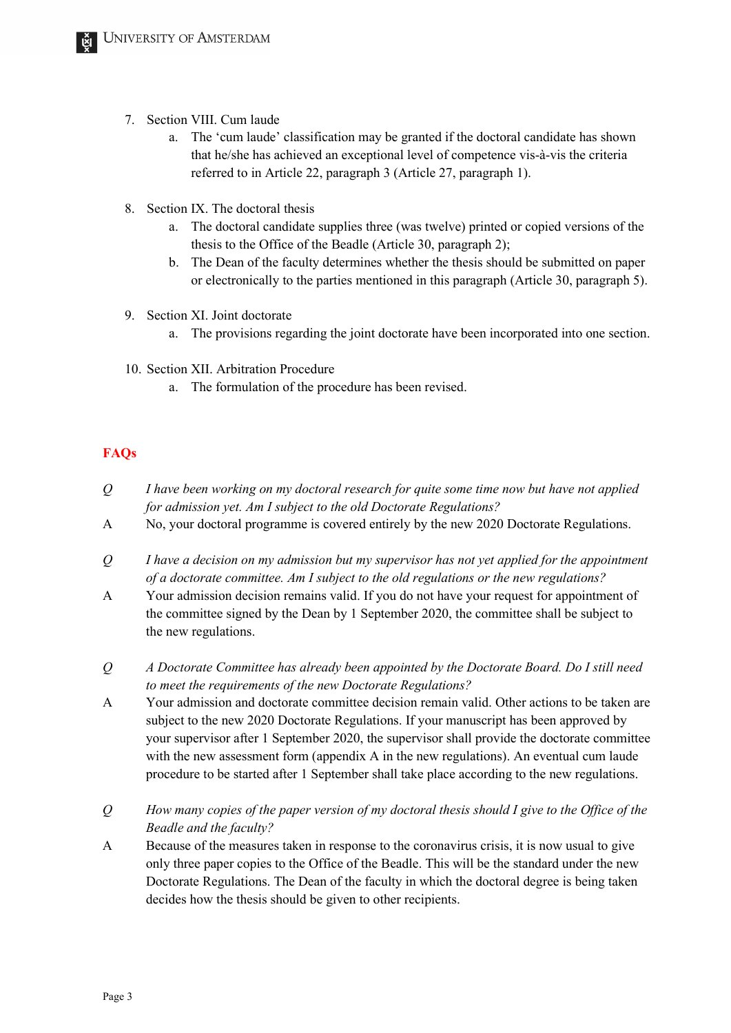7. Section VIII. Cum laude
    a. The 'cum laude' classification may be granted if the doctoral candidate has shown that he/she has achieved an exceptional level of competence vis-à-vis the criteria referred to in Article 22, paragraph 3 (Article 27, paragraph 1).

8. Section IX. The doctoral thesis
    a. The doctoral candidate supplies three (was twelve) printed or copied versions of the thesis to the Office of the Beadle (Article 30, paragraph 2);
    b. The Dean of the faculty determines whether the thesis should be submitted on paper or electronically to the parties mentioned in this paragraph (Article 30, paragraph 5).

9. Section XI. Joint doctorate
    a. The provisions regarding the joint doctorate have been incorporated into one section.

10. Section XII. Arbitration Procedure
    a. The formulation of the procedure has been revised.

## FAQs

Q *I have been working on my doctoral research for quite some time now but have not applied for admission yet. Am I subject to the old Doctorate Regulations?*

A No, your doctoral programme is covered entirely by the new 2020 Doctorate Regulations.

Q *I have a decision on my admission but my supervisor has not yet applied for the appointment of a doctorate committee. Am I subject to the old regulations or the new regulations?*

A Your admission decision remains valid. If you do not have your request for appointment of the committee signed by the Dean by 1 September 2020, the committee shall be subject to the new regulations.

Q *A Doctorate Committee has already been appointed by the Doctorate Board. Do I still need to meet the requirements of the new Doctorate Regulations?*

A Your admission and doctorate committee decision remain valid. Other actions to be taken are subject to the new 2020 Doctorate Regulations. If your manuscript has been approved by your supervisor after 1 September 2020, the supervisor shall provide the doctorate committee with the new assessment form (appendix A in the new regulations). An eventual cum laude procedure to be started after 1 September shall take place according to the new regulations.

Q *How many copies of the paper version of my doctoral thesis should I give to the Office of the Beadle and the faculty?*

A Because of the measures taken in response to the coronavirus crisis, it is now usual to give only three paper copies to the Office of the Beadle. This will be the standard under the new Doctorate Regulations. The Dean of the faculty in which the doctoral degree is being taken decides how the thesis should be given to other recipients.